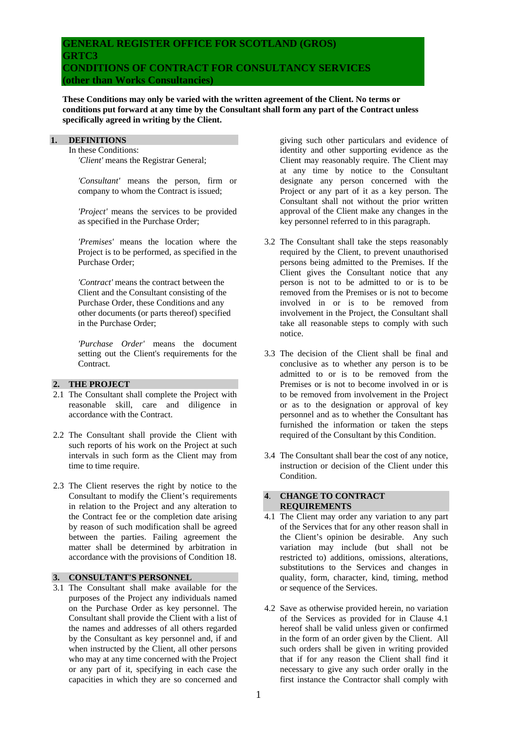# GENERAL REGISTER OFFICE FOR SCOTLAND (GROS)
# GRTC3
# CONDITIONS OF CONTRACT FOR CONSULTANCY SERVICES (other than Works Consultancies)

**These Conditions may only be varied with the written agreement of the Client. No terms or conditions put forward at any time by the Consultant shall form any part of the Contract unless specifically agreed in writing by the Client.**

## 1. DEFINITIONS

In these Conditions:

*'Client'* means the Registrar General;

*'Consultant'* means the person, firm or company to whom the Contract is issued;

*'Project'* means the services to be provided as specified in the Purchase Order;

*'Premises'* means the location where the Project is to be performed, as specified in the Purchase Order;

*'Contract'* means the contract between the Client and the Consultant consisting of the Purchase Order, these Conditions and any other documents (or parts thereof) specified in the Purchase Order;

*'Purchase Order'* means the document setting out the Client's requirements for the Contract.

## 2. THE PROJECT

2.1 The Consultant shall complete the Project with reasonable skill, care and diligence in accordance with the Contract.

2.2 The Consultant shall provide the Client with such reports of his work on the Project at such intervals in such form as the Client may from time to time require.

2.3 The Client reserves the right by notice to the Consultant to modify the Client's requirements in relation to the Project and any alteration to the Contract fee or the completion date arising by reason of such modification shall be agreed between the parties. Failing agreement the matter shall be determined by arbitration in accordance with the provisions of Condition 18.

## 3. CONSULTANT'S PERSONNEL

3.1 The Consultant shall make available for the purposes of the Project any individuals named on the Purchase Order as key personnel. The Consultant shall provide the Client with a list of the names and addresses of all others regarded by the Consultant as key personnel and, if and when instructed by the Client, all other persons who may at any time concerned with the Project or any part of it, specifying in each case the capacities in which they are so concerned and giving such other particulars and evidence of identity and other supporting evidence as the Client may reasonably require. The Client may at any time by notice to the Consultant designate any person concerned with the Project or any part of it as a key person. The Consultant shall not without the prior written approval of the Client make any changes in the key personnel referred to in this paragraph.

3.2 The Consultant shall take the steps reasonably required by the Client, to prevent unauthorised persons being admitted to the Premises. If the Client gives the Consultant notice that any person is not to be admitted to or is to be removed from the Premises or is not to become involved in or is to be removed from involvement in the Project, the Consultant shall take all reasonable steps to comply with such notice.

3.3 The decision of the Client shall be final and conclusive as to whether any person is to be admitted to or is to be removed from the Premises or is not to become involved in or is to be removed from involvement in the Project or as to the designation or approval of key personnel and as to whether the Consultant has furnished the information or taken the steps required of the Consultant by this Condition.

3.4 The Consultant shall bear the cost of any notice, instruction or decision of the Client under this Condition.

## 4. CHANGE TO CONTRACT REQUIREMENTS

4.1 The Client may order any variation to any part of the Services that for any other reason shall in the Client's opinion be desirable. Any such variation may include (but shall not be restricted to) additions, omissions, alterations, substitutions to the Services and changes in quality, form, character, kind, timing, method or sequence of the Services.

4.2 Save as otherwise provided herein, no variation of the Services as provided for in Clause 4.1 hereof shall be valid unless given or confirmed in the form of an order given by the Client. All such orders shall be given in writing provided that if for any reason the Client shall find it necessary to give any such order orally in the first instance the Contractor shall comply with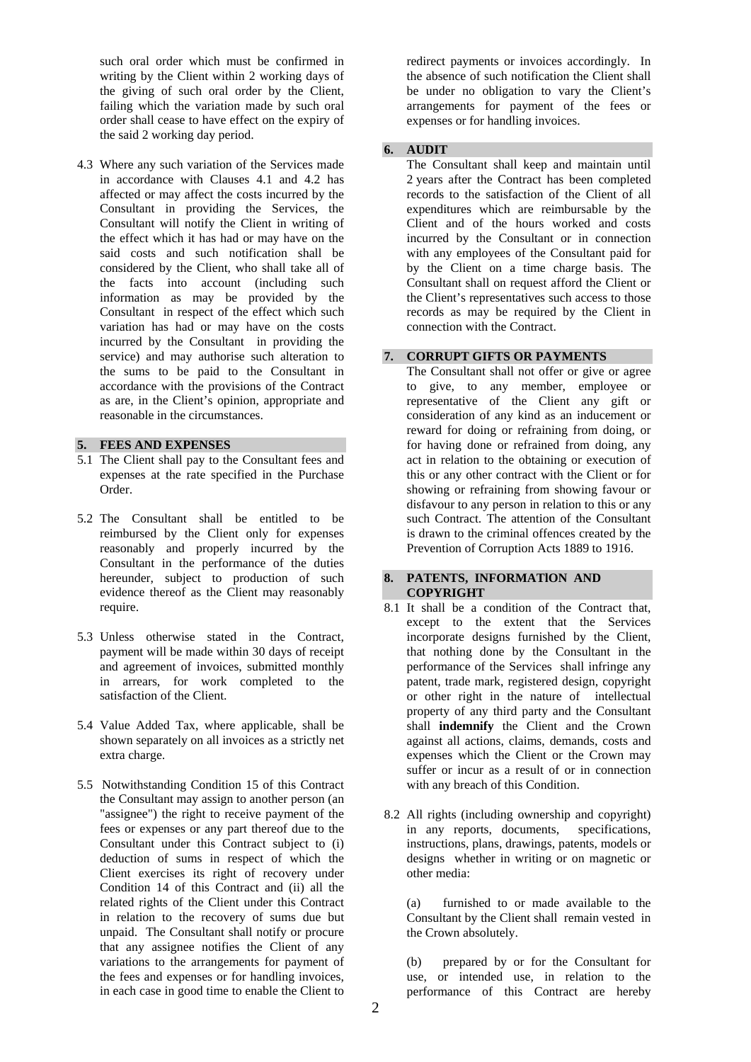such oral order which must be confirmed in writing by the Client within 2 working days of the giving of such oral order by the Client, failing which the variation made by such oral order shall cease to have effect on the expiry of the said 2 working day period.

4.3 Where any such variation of the Services made in accordance with Clauses 4.1 and 4.2 has affected or may affect the costs incurred by the Consultant in providing the Services, the Consultant will notify the Client in writing of the effect which it has had or may have on the said costs and such notification shall be considered by the Client, who shall take all of the facts into account (including such information as may be provided by the Consultant in respect of the effect which such variation has had or may have on the costs incurred by the Consultant in providing the service) and may authorise such alteration to the sums to be paid to the Consultant in accordance with the provisions of the Contract as are, in the Client's opinion, appropriate and reasonable in the circumstances.

## 5. FEES AND EXPENSES

5.1 The Client shall pay to the Consultant fees and expenses at the rate specified in the Purchase Order.

5.2 The Consultant shall be entitled to be reimbursed by the Client only for expenses reasonably and properly incurred by the Consultant in the performance of the duties hereunder, subject to production of such evidence thereof as the Client may reasonably require.

5.3 Unless otherwise stated in the Contract, payment will be made within 30 days of receipt and agreement of invoices, submitted monthly in arrears, for work completed to the satisfaction of the Client.

5.4 Value Added Tax, where applicable, shall be shown separately on all invoices as a strictly net extra charge.

5.5 Notwithstanding Condition 15 of this Contract the Consultant may assign to another person (an "assignee") the right to receive payment of the fees or expenses or any part thereof due to the Consultant under this Contract subject to (i) deduction of sums in respect of which the Client exercises its right of recovery under Condition 14 of this Contract and (ii) all the related rights of the Client under this Contract in relation to the recovery of sums due but unpaid. The Consultant shall notify or procure that any assignee notifies the Client of any variations to the arrangements for payment of the fees and expenses or for handling invoices, in each case in good time to enable the Client to redirect payments or invoices accordingly. In the absence of such notification the Client shall be under no obligation to vary the Client's arrangements for payment of the fees or expenses or for handling invoices.

## 6. AUDIT

The Consultant shall keep and maintain until 2 years after the Contract has been completed records to the satisfaction of the Client of all expenditures which are reimbursable by the Client and of the hours worked and costs incurred by the Consultant or in connection with any employees of the Consultant paid for by the Client on a time charge basis. The Consultant shall on request afford the Client or the Client's representatives such access to those records as may be required by the Client in connection with the Contract.

## 7. CORRUPT GIFTS OR PAYMENTS

The Consultant shall not offer or give or agree to give, to any member, employee or representative of the Client any gift or consideration of any kind as an inducement or reward for doing or refraining from doing, or for having done or refrained from doing, any act in relation to the obtaining or execution of this or any other contract with the Client or for showing or refraining from showing favour or disfavour to any person in relation to this or any such Contract. The attention of the Consultant is drawn to the criminal offences created by the Prevention of Corruption Acts 1889 to 1916.

## 8. PATENTS, INFORMATlON AND COPYRIGHT

8.1 It shall be a condition of the Contract that, except to the extent that the Services incorporate designs furnished by the Client, that nothing done by the Consultant in the performance of the Services shall infringe any patent, trade mark, registered design, copyright or other right in the nature of intellectual property of any third party and the Consultant shall **indemnify** the Client and the Crown against all actions, claims, demands, costs and expenses which the Client or the Crown may suffer or incur as a result of or in connection with any breach of this Condition.

8.2 All rights (including ownership and copyright) in any reports, documents, specifications, instructions, plans, drawings, patents, models or designs whether in writing or on magnetic or other media:

(a) furnished to or made available to the Consultant by the Client shall remain vested in the Crown absolutely.

(b) prepared by or for the Consultant for use, or intended use, in relation to the performance of this Contract are hereby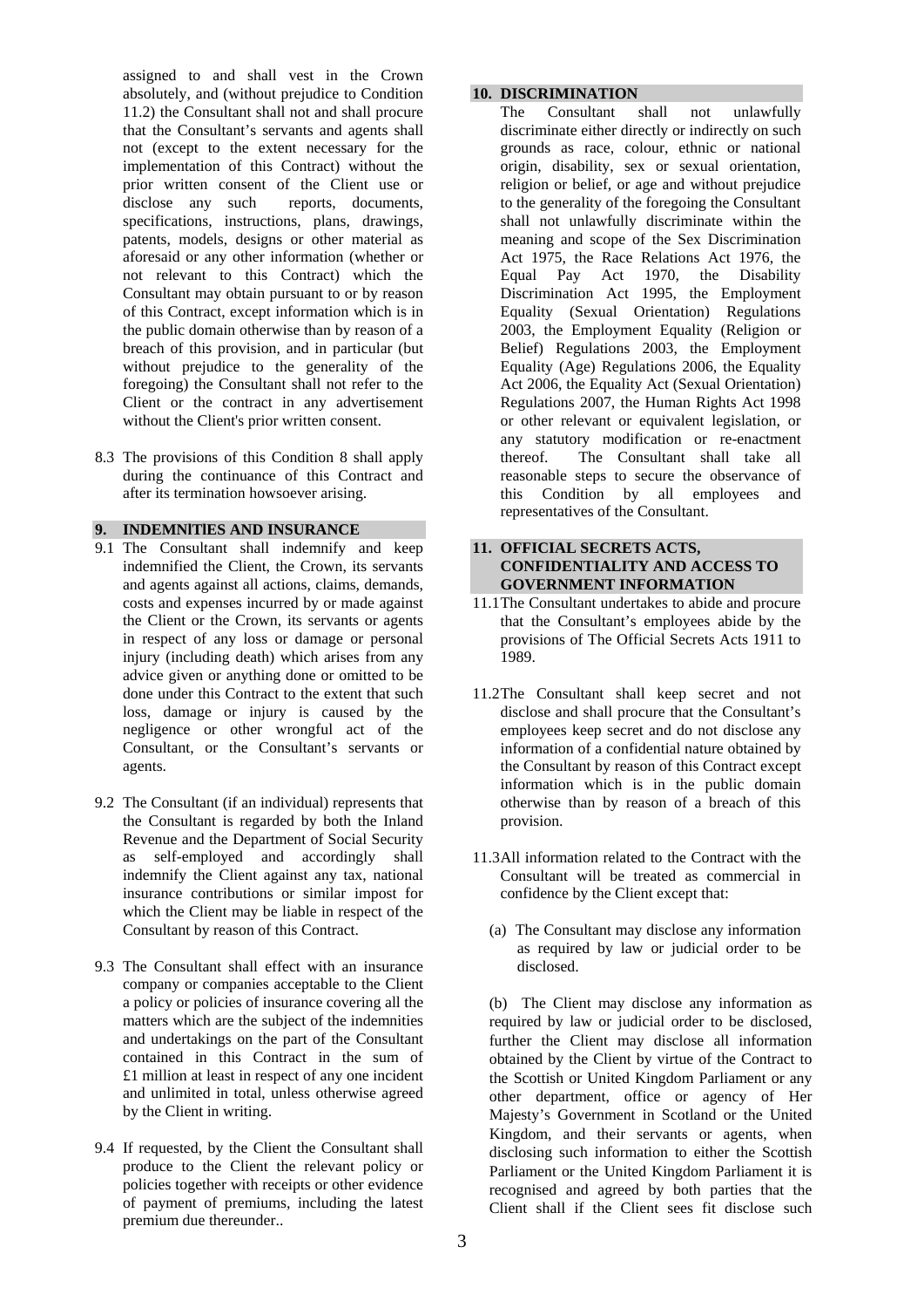assigned to and shall vest in the Crown absolutely, and (without prejudice to Condition 11.2) the Consultant shall not and shall procure that the Consultant's servants and agents shall not (except to the extent necessary for the implementation of this Contract) without the prior written consent of the Client use or disclose any such reports, documents, specifications, instructions, plans, drawings, patents, models, designs or other material as aforesaid or any other information (whether or not relevant to this Contract) which the Consultant may obtain pursuant to or by reason of this Contract, except information which is in the public domain otherwise than by reason of a breach of this provision, and in particular (but without prejudice to the generality of the foregoing) the Consultant shall not refer to the Client or the contract in any advertisement without the Client's prior written consent.

8.3 The provisions of this Condition 8 shall apply during the continuance of this Contract and after its termination howsoever arising.

## 9. INDEMNITIES AND INSURANCE

9.1 The Consultant shall indemnify and keep indemnified the Client, the Crown, its servants and agents against all actions, claims, demands, costs and expenses incurred by or made against the Client or the Crown, its servants or agents in respect of any loss or damage or personal injury (including death) which arises from any advice given or anything done or omitted to be done under this Contract to the extent that such loss, damage or injury is caused by the negligence or other wrongful act of the Consultant, or the Consultant's servants or agents.

9.2 The Consultant (if an individual) represents that the Consultant is regarded by both the Inland Revenue and the Department of Social Security as self-employed and accordingly shall indemnify the Client against any tax, national insurance contributions or similar impost for which the Client may be liable in respect of the Consultant by reason of this Contract.

9.3 The Consultant shall effect with an insurance company or companies acceptable to the Client a policy or policies of insurance covering all the matters which are the subject of the indemnities and undertakings on the part of the Consultant contained in this Contract in the sum of £1 million at least in respect of any one incident and unlimited in total, unless otherwise agreed by the Client in writing.

9.4 If requested, by the Client the Consultant shall produce to the Client the relevant policy or policies together with receipts or other evidence of payment of premiums, including the latest premium due thereunder..

## 10. DISCRIMINATION

The Consultant shall not unlawfully discriminate either directly or indirectly on such grounds as race, colour, ethnic or national origin, disability, sex or sexual orientation, religion or belief, or age and without prejudice to the generality of the foregoing the Consultant shall not unlawfully discriminate within the meaning and scope of the Sex Discrimination Act 1975, the Race Relations Act 1976, the Equal Pay Act 1970, the Disability Discrimination Act 1995, the Employment Equality (Sexual Orientation) Regulations 2003, the Employment Equality (Religion or Belief) Regulations 2003, the Employment Equality (Age) Regulations 2006, the Equality Act 2006, the Equality Act (Sexual Orientation) Regulations 2007, the Human Rights Act 1998 or other relevant or equivalent legislation, or any statutory modification or re-enactment thereof. The Consultant shall take all reasonable steps to secure the observance of this Condition by all employees and representatives of the Consultant.

## 11. OFFICIAL SECRETS ACTS, CONFIDENTIALITY AND ACCESS TO GOVERNMENT INFORMATION

11.1 The Consultant undertakes to abide and procure that the Consultant's employees abide by the provisions of The Official Secrets Acts 1911 to 1989.

11.2 The Consultant shall keep secret and not disclose and shall procure that the Consultant's employees keep secret and do not disclose any information of a confidential nature obtained by the Consultant by reason of this Contract except information which is in the public domain otherwise than by reason of a breach of this provision.

11.3 All information related to the Contract with the Consultant will be treated as commercial in confidence by the Client except that:

(a) The Consultant may disclose any information as required by law or judicial order to be disclosed.

(b) The Client may disclose any information as required by law or judicial order to be disclosed, further the Client may disclose all information obtained by the Client by virtue of the Contract to the Scottish or United Kingdom Parliament or any other department, office or agency of Her Majesty's Government in Scotland or the United Kingdom, and their servants or agents, when disclosing such information to either the Scottish Parliament or the United Kingdom Parliament it is recognised and agreed by both parties that the Client shall if the Client sees fit disclose such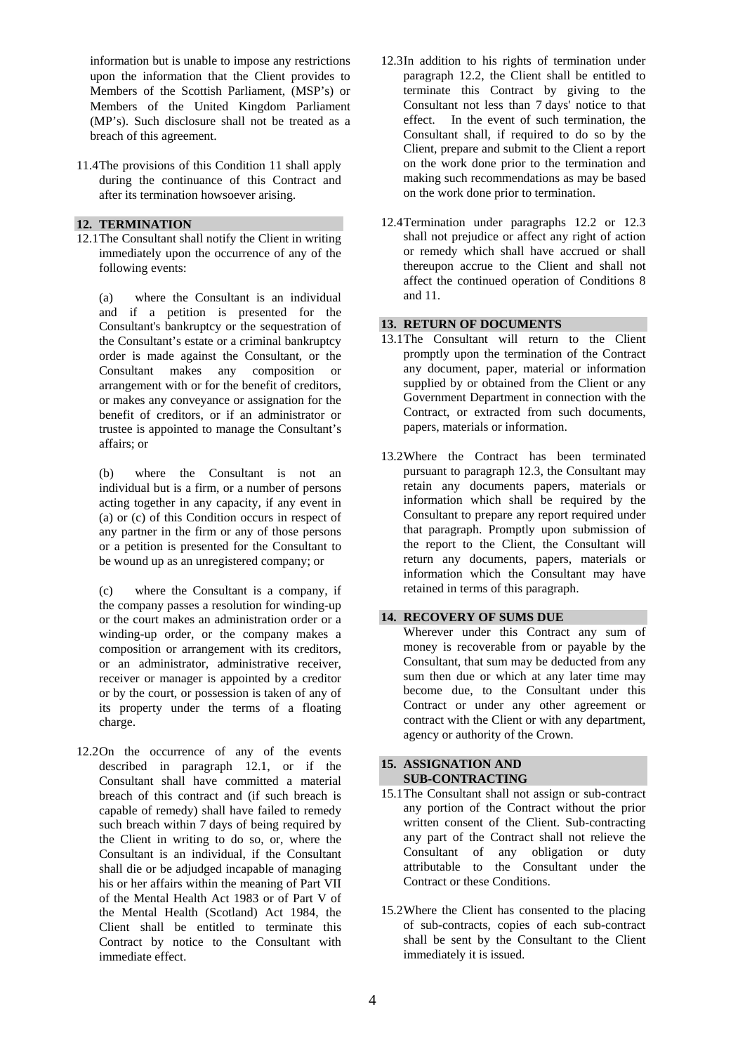information but is unable to impose any restrictions upon the information that the Client provides to Members of the Scottish Parliament, (MSP's) or Members of the United Kingdom Parliament (MP's). Such disclosure shall not be treated as a breach of this agreement.

11.4 The provisions of this Condition 11 shall apply during the continuance of this Contract and after its termination howsoever arising.

## 12. TERMINATION

12.1 The Consultant shall notify the Client in writing immediately upon the occurrence of any of the following events:

(a) where the Consultant is an individual and if a petition is presented for the Consultant's bankruptcy or the sequestration of the Consultant's estate or a criminal bankruptcy order is made against the Consultant, or the Consultant makes any composition or arrangement with or for the benefit of creditors, or makes any conveyance or assignation for the benefit of creditors, or if an administrator or trustee is appointed to manage the Consultant's affairs; or

(b) where the Consultant is not an individual but is a firm, or a number of persons acting together in any capacity, if any event in (a) or (c) of this Condition occurs in respect of any partner in the firm or any of those persons or a petition is presented for the Consultant to be wound up as an unregistered company; or

(c) where the Consultant is a company, if the company passes a resolution for winding-up or the court makes an administration order or a winding-up order, or the company makes a composition or arrangement with its creditors, or an administrator, administrative receiver, receiver or manager is appointed by a creditor or by the court, or possession is taken of any of its property under the terms of a floating charge.

12.2 On the occurrence of any of the events described in paragraph 12.1, or if the Consultant shall have committed a material breach of this contract and (if such breach is capable of remedy) shall have failed to remedy such breach within 7 days of being required by the Client in writing to do so, or, where the Consultant is an individual, if the Consultant shall die or be adjudged incapable of managing his or her affairs within the meaning of Part VII of the Mental Health Act 1983 or of Part V of the Mental Health (Scotland) Act 1984, the Client shall be entitled to terminate this Contract by notice to the Consultant with immediate effect.

12.3 In addition to his rights of termination under paragraph 12.2, the Client shall be entitled to terminate this Contract by giving to the Consultant not less than 7 days' notice to that effect. In the event of such termination, the Consultant shall, if required to do so by the Client, prepare and submit to the Client a report on the work done prior to the termination and making such recommendations as may be based on the work done prior to termination.

12.4 Termination under paragraphs 12.2 or 12.3 shall not prejudice or affect any right of action or remedy which shall have accrued or shall thereupon accrue to the Client and shall not affect the continued operation of Conditions 8 and 11.

## 13. RETURN OF DOCUMENTS

13.1 The Consultant will return to the Client promptly upon the termination of the Contract any document, paper, material or information supplied by or obtained from the Client or any Government Department in connection with the Contract, or extracted from such documents, papers, materials or information.

13.2 Where the Contract has been terminated pursuant to paragraph 12.3, the Consultant may retain any documents papers, materials or information which shall be required by the Consultant to prepare any report required under that paragraph. Promptly upon submission of the report to the Client, the Consultant will return any documents, papers, materials or information which the Consultant may have retained in terms of this paragraph.

## 14. RECOVERY OF SUMS DUE

Wherever under this Contract any sum of money is recoverable from or payable by the Consultant, that sum may be deducted from any sum then due or which at any later time may become due, to the Consultant under this Contract or under any other agreement or contract with the Client or with any department, agency or authority of the Crown.

## 15. ASSIGNATION AND SUB-CONTRACTING

15.1 The Consultant shall not assign or sub-contract any portion of the Contract without the prior written consent of the Client. Sub-contracting any part of the Contract shall not relieve the Consultant of any obligation or duty attributable to the Consultant under the Contract or these Conditions.

15.2 Where the Client has consented to the placing of sub-contracts, copies of each sub-contract shall be sent by the Consultant to the Client immediately it is issued.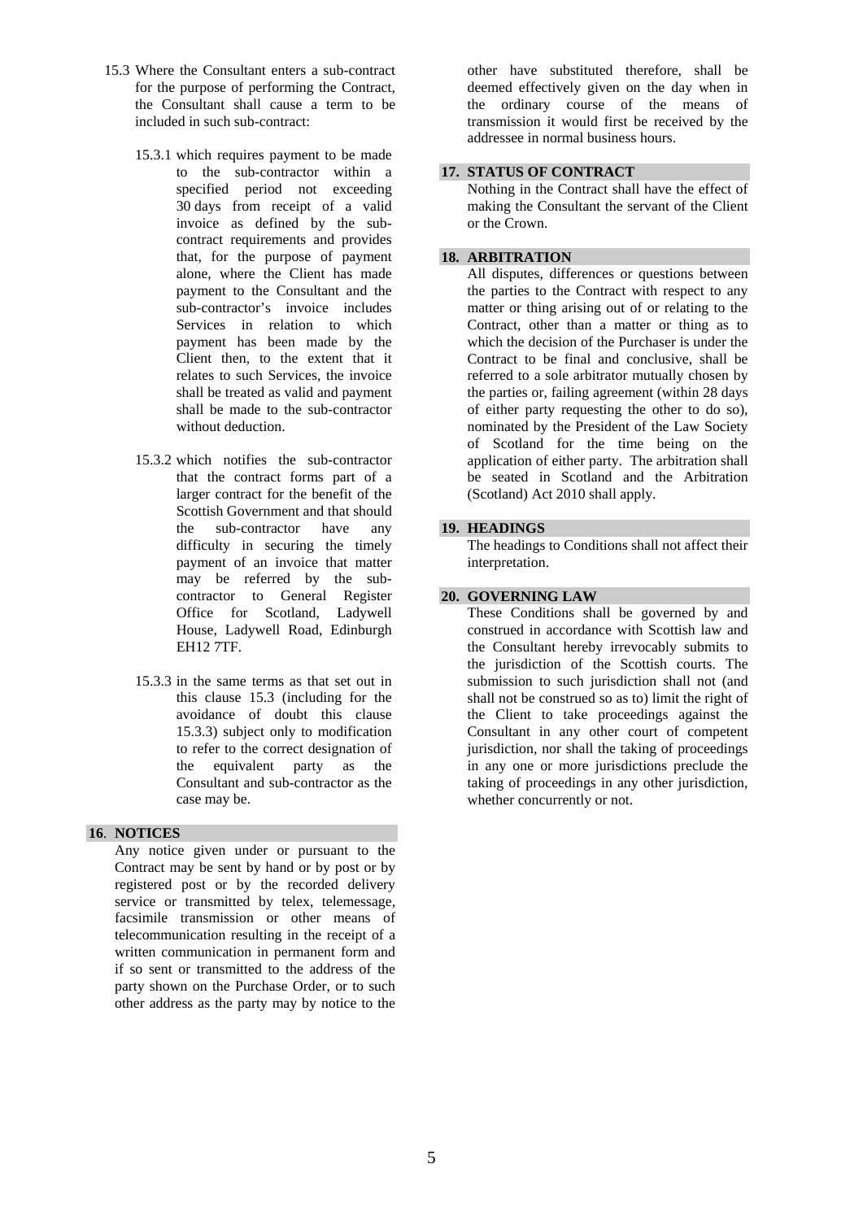15.3 Where the Consultant enters a sub-contract for the purpose of performing the Contract, the Consultant shall cause a term to be included in such sub-contract:

15.3.1 which requires payment to be made to the sub-contractor within a specified period not exceeding 30 days from receipt of a valid invoice as defined by the sub-contract requirements and provides that, for the purpose of payment alone, where the Client has made payment to the Consultant and the sub-contractor's invoice includes Services in relation to which payment has been made by the Client then, to the extent that it relates to such Services, the invoice shall be treated as valid and payment shall be made to the sub-contractor without deduction.

15.3.2 which notifies the sub-contractor that the contract forms part of a larger contract for the benefit of the Scottish Government and that should the sub-contractor have any difficulty in securing the timely payment of an invoice that matter may be referred by the sub-contractor to General Register Office for Scotland, Ladywell House, Ladywell Road, Edinburgh EH12 7TF.

15.3.3 in the same terms as that set out in this clause 15.3 (including for the avoidance of doubt this clause 15.3.3) subject only to modification to refer to the correct designation of the equivalent party as the Consultant and sub-contractor as the case may be.

## 16. NOTICES

Any notice given under or pursuant to the Contract may be sent by hand or by post or by registered post or by the recorded delivery service or transmitted by telex, telemessage, facsimile transmission or other means of telecommunication resulting in the receipt of a written communication in permanent form and if so sent or transmitted to the address of the party shown on the Purchase Order, or to such other address as the party may by notice to the other have substituted therefore, shall be deemed effectively given on the day when in the ordinary course of the means of transmission it would first be received by the addressee in normal business hours.

## 17. STATUS OF CONTRACT

Nothing in the Contract shall have the effect of making the Consultant the servant of the Client or the Crown.

## 18. ARBITRATION

All disputes, differences or questions between the parties to the Contract with respect to any matter or thing arising out of or relating to the Contract, other than a matter or thing as to which the decision of the Purchaser is under the Contract to be final and conclusive, shall be referred to a sole arbitrator mutually chosen by the parties or, failing agreement (within 28 days of either party requesting the other to do so), nominated by the President of the Law Society of Scotland for the time being on the application of either party. The arbitration shall be seated in Scotland and the Arbitration (Scotland) Act 2010 shall apply.

## 19. HEADINGS

The headings to Conditions shall not affect their interpretation.

## 20. GOVERNING LAW

These Conditions shall be governed by and construed in accordance with Scottish law and the Consultant hereby irrevocably submits to the jurisdiction of the Scottish courts. The submission to such jurisdiction shall not (and shall not be construed so as to) limit the right of the Client to take proceedings against the Consultant in any other court of competent jurisdiction, nor shall the taking of proceedings in any one or more jurisdictions preclude the taking of proceedings in any other jurisdiction, whether concurrently or not.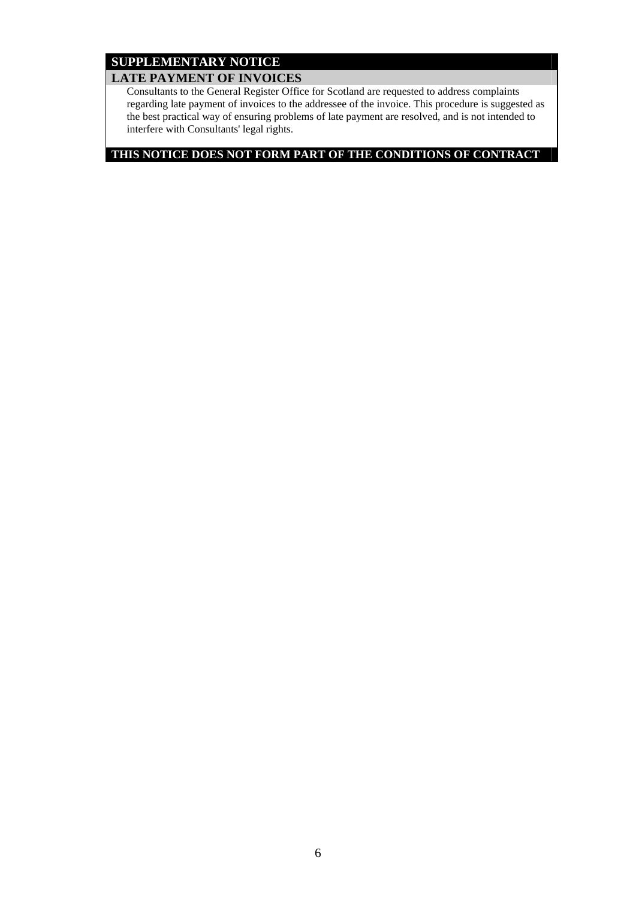## SUPPLEMENTARY NOTICE

### LATE PAYMENT OF INVOICES

Consultants to the General Register Office for Scotland are requested to address complaints regarding late payment of invoices to the addressee of the invoice. This procedure is suggested as the best practical way of ensuring problems of late payment are resolved, and is not intended to interfere with Consultants' legal rights.

**THIS NOTICE DOES NOT FORM PART OF THE CONDITIONS OF CONTRACT**